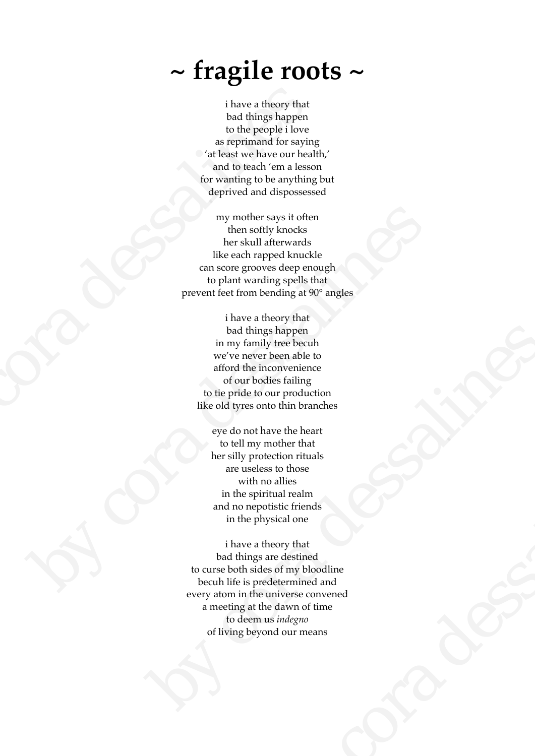# ~ fragile roots ~

i have a theory that
bad things happen
to the people i love
as reprimand for saying
'at least we have our health,'
and to teach 'em a lesson
for wanting to be anything but
deprived and dispossessed

my mother says it often
then softly knocks
her skull afterwards
like each rapped knuckle
can score grooves deep enough
to plant warding spells that
prevent feet from bending at 90° angles

i have a theory that
bad things happen
in my family tree becuh
we've never been able to
afford the inconvenience
of our bodies failing
to tie pride to our production
like old tyres onto thin branches

eye do not have the heart
to tell my mother that
her silly protection rituals
are useless to those
with no allies
in the spiritual realm
and no nepotistic friends
in the physical one

i have a theory that
bad things are destined
to curse both sides of my bloodline
becuh life is predetermined and
every atom in the universe convened
a meeting at the dawn of time
to deem us *indegno*
of living beyond our means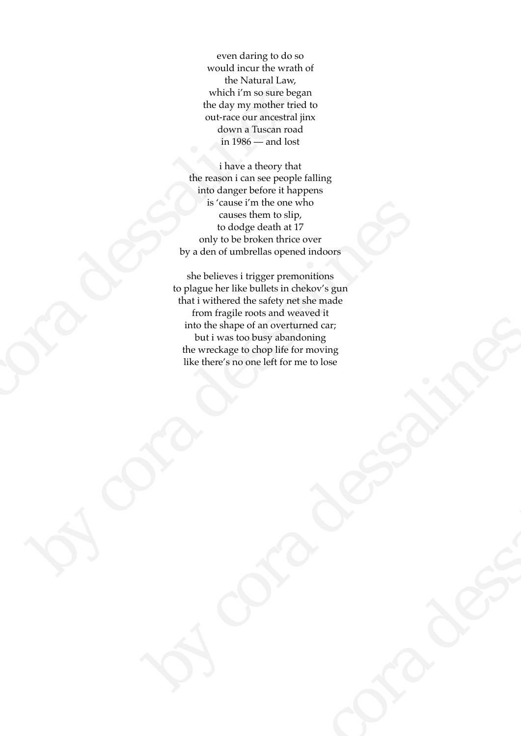even daring to do so
would incur the wrath of
the Natural Law,
which i'm so sure began
the day my mother tried to
out-race our ancestral jinx
down a Tuscan road
in 1986 — and lost

i have a theory that
the reason i can see people falling
into danger before it happens
is 'cause i'm the one who
causes them to slip,
to dodge death at 17
only to be broken thrice over
by a den of umbrellas opened indoors

she believes i trigger premonitions
to plague her like bullets in chekov's gun
that i withered the safety net she made
from fragile roots and weaved it
into the shape of an overturned car;
but i was too busy abandoning
the wreckage to chop life for moving
like there's no one left for me to lose